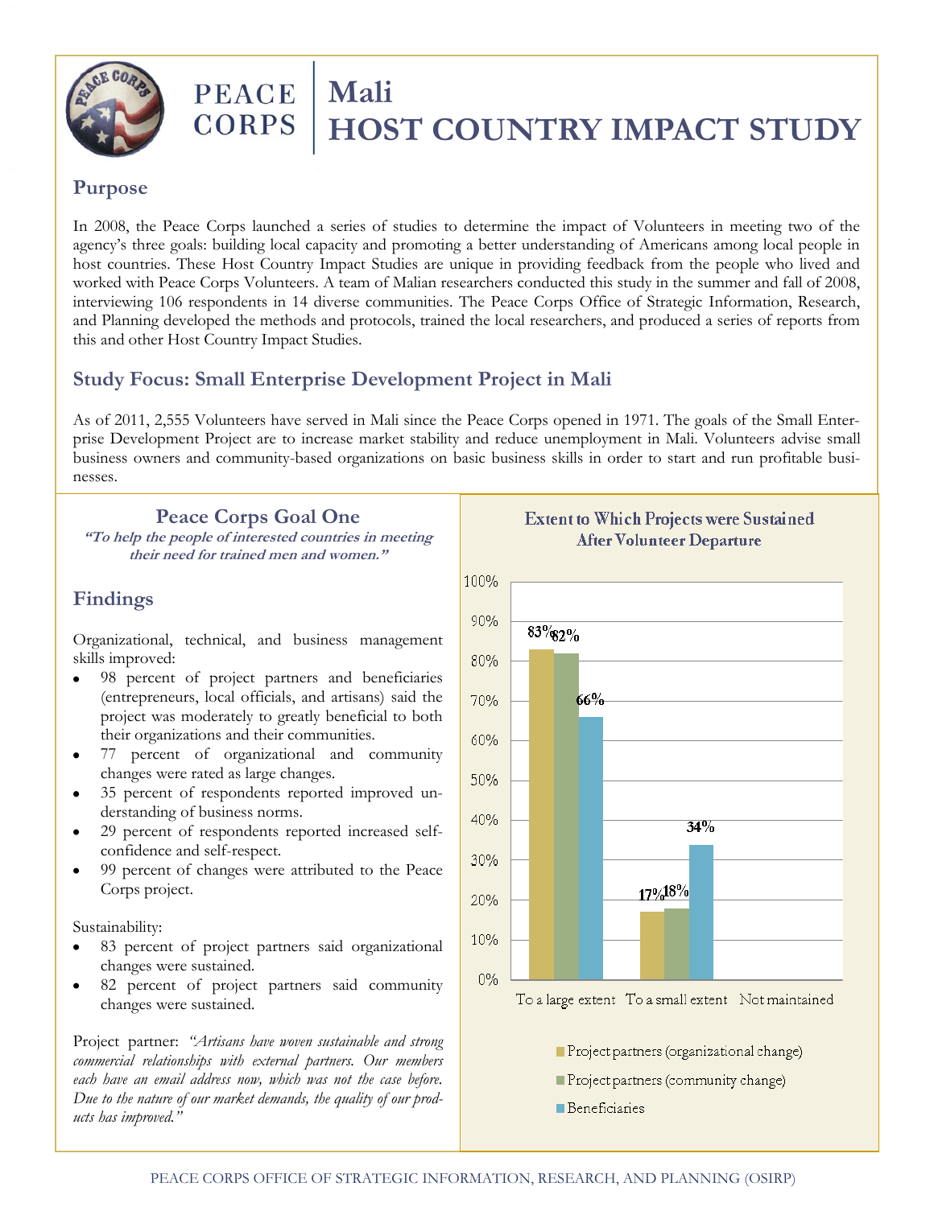# PEACE CORPS | Mali HOST COUNTRY IMPACT STUDY

## Purpose

In 2008, the Peace Corps launched a series of studies to determine the impact of Volunteers in meeting two of the agency's three goals: building local capacity and promoting a better understanding of Americans among local people in host countries. These Host Country Impact Studies are unique in providing feedback from the people who lived and worked with Peace Corps Volunteers. A team of Malian researchers conducted this study in the summer and fall of 2008, interviewing 106 respondents in 14 diverse communities. The Peace Corps Office of Strategic Information, Research, and Planning developed the methods and protocols, trained the local researchers, and produced a series of reports from this and other Host Country Impact Studies.

## Study Focus: Small Enterprise Development Project in Mali

As of 2011, 2,555 Volunteers have served in Mali since the Peace Corps opened in 1971. The goals of the Small Enterprise Development Project are to increase market stability and reduce unemployment in Mali. Volunteers advise small business owners and community-based organizations on basic business skills in order to start and run profitable businesses.

## Peace Corps Goal One

***"To help the people of interested countries in meeting their need for trained men and women."***

## Findings

Organizational, technical, and business management skills improved:

- 98 percent of project partners and beneficiaries (entrepreneurs, local officials, and artisans) said the project was moderately to greatly beneficial to both their organizations and their communities.
- 77 percent of organizational and community changes were rated as large changes.
- 35 percent of respondents reported improved understanding of business norms.
- 29 percent of respondents reported increased self-confidence and self-respect.
- 99 percent of changes were attributed to the Peace Corps project.

Sustainability:

- 83 percent of project partners said organizational changes were sustained.
- 82 percent of project partners said community changes were sustained.

Project partner: *"Artisans have woven sustainable and strong commercial relationships with external partners. Our members each have an email address now, which was not the case before. Due to the nature of our market demands, the quality of our products has improved."*

**Extent to Which Projects were Sustained After Volunteer Departure**

| | To a large extent | To a small extent | Not maintained |
|---|---|---|---|
| Project partners (organizational change) | 83% | 17% | |
| Project partners (community change) | 82% | 18% | |
| Beneficiaries | 66% | 34% | |

PEACE CORPS OFFICE OF STRATEGIC INFORMATION, RESEARCH, AND PLANNING (OSIRP)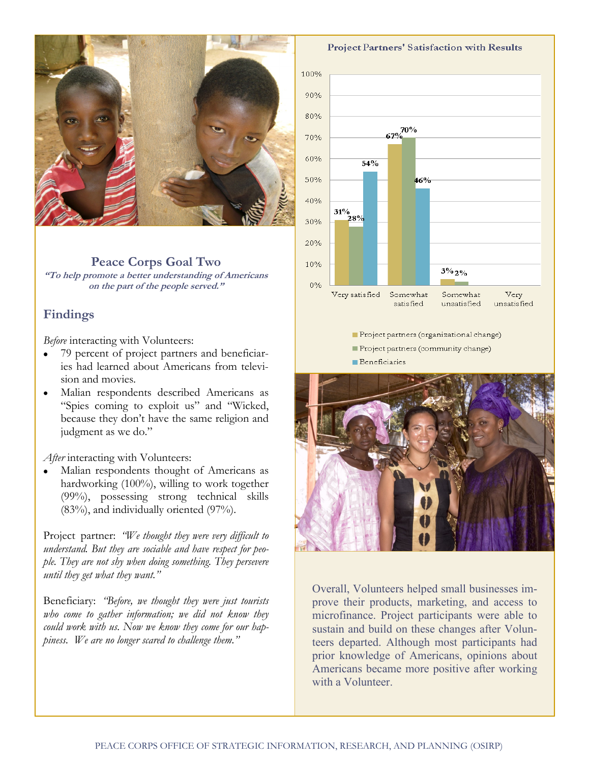### Peace Corps Goal Two

***"To help promote a better understanding of Americans on the part of the people served."***

## Findings

*Before* interacting with Volunteers:

- 79 percent of project partners and beneficiaries had learned about Americans from television and movies.
- Malian respondents described Americans as "Spies coming to exploit us" and "Wicked, because they don't have the same religion and judgment as we do."

*After* interacting with Volunteers:

- Malian respondents thought of Americans as hardworking (100%), willing to work together (99%), possessing strong technical skills (83%), and individually oriented (97%).

Project partner: *"We thought they were very difficult to understand. But they are sociable and have respect for people. They are not shy when doing something. They persevere until they get what they want."*

Beneficiary: *"Before, we thought they were just tourists who come to gather information; we did not know they could work with us. Now we know they come for our happiness. We are no longer scared to challenge them."*

**Project Partners' Satisfaction with Results**

100%
90%
80%
70%
60%
50%
40%
30%
20%
10%
0%

31%
28%
54%
67%
70%
46%
3%
2%

Very satisfied
Somewhat satisfied
Somewhat unsatisfied
Very unsatisfied

Project partners (organizational change)
Project partners (community change)
Beneficiaries

Overall, Volunteers helped small businesses improve their products, marketing, and access to microfinance. Project participants were able to sustain and build on these changes after Volunteers departed. Although most participants had prior knowledge of Americans, opinions about Americans became more positive after working with a Volunteer.